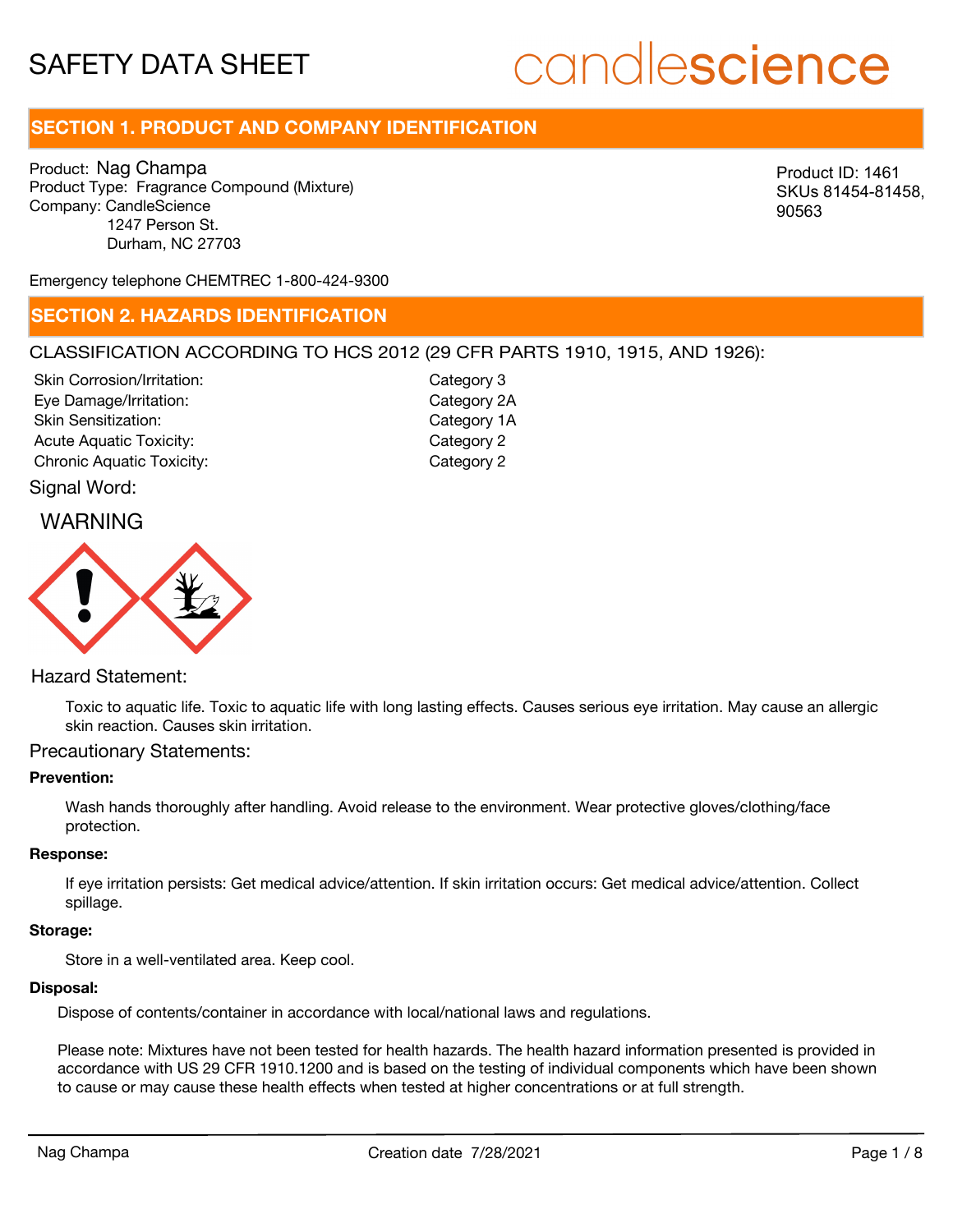# SAFETY DATA SHEET

candlescience

## SECTION 1. PRODUCT AND COMPANY IDENTIFICATION

Product: Nag Champa
Product Type: Fragrance Compound (Mixture)
Company: CandleScience
1247 Person St.
Durham, NC 27703

Product ID: 1461
SKUs 81454-81458, 90563

Emergency telephone CHEMTREC 1-800-424-9300

## SECTION 2. HAZARDS IDENTIFICATION

CLASSIFICATION ACCORDING TO HCS 2012 (29 CFR PARTS 1910, 1915, AND 1926):

| | |
|---|---|
| Skin Corrosion/Irritation: | Category 3 |
| Eye Damage/Irritation: | Category 2A |
| Skin Sensitization: | Category 1A |
| Acute Aquatic Toxicity: | Category 2 |
| Chronic Aquatic Toxicity: | Category 2 |

Signal Word:

WARNING

Hazard Statement:

Toxic to aquatic life. Toxic to aquatic life with long lasting effects. Causes serious eye irritation. May cause an allergic skin reaction. Causes skin irritation.

Precautionary Statements:

**Prevention:**

Wash hands thoroughly after handling. Avoid release to the environment. Wear protective gloves/clothing/face protection.

**Response:**

If eye irritation persists: Get medical advice/attention. If skin irritation occurs: Get medical advice/attention. Collect spillage.

**Storage:**

Store in a well-ventilated area. Keep cool.

**Disposal:**

Dispose of contents/container in accordance with local/national laws and regulations.

Please note: Mixtures have not been tested for health hazards. The health hazard information presented is provided in accordance with US 29 CFR 1910.1200 and is based on the testing of individual components which have been shown to cause or may cause these health effects when tested at higher concentrations or at full strength.

Nag Champa Creation date 7/28/2021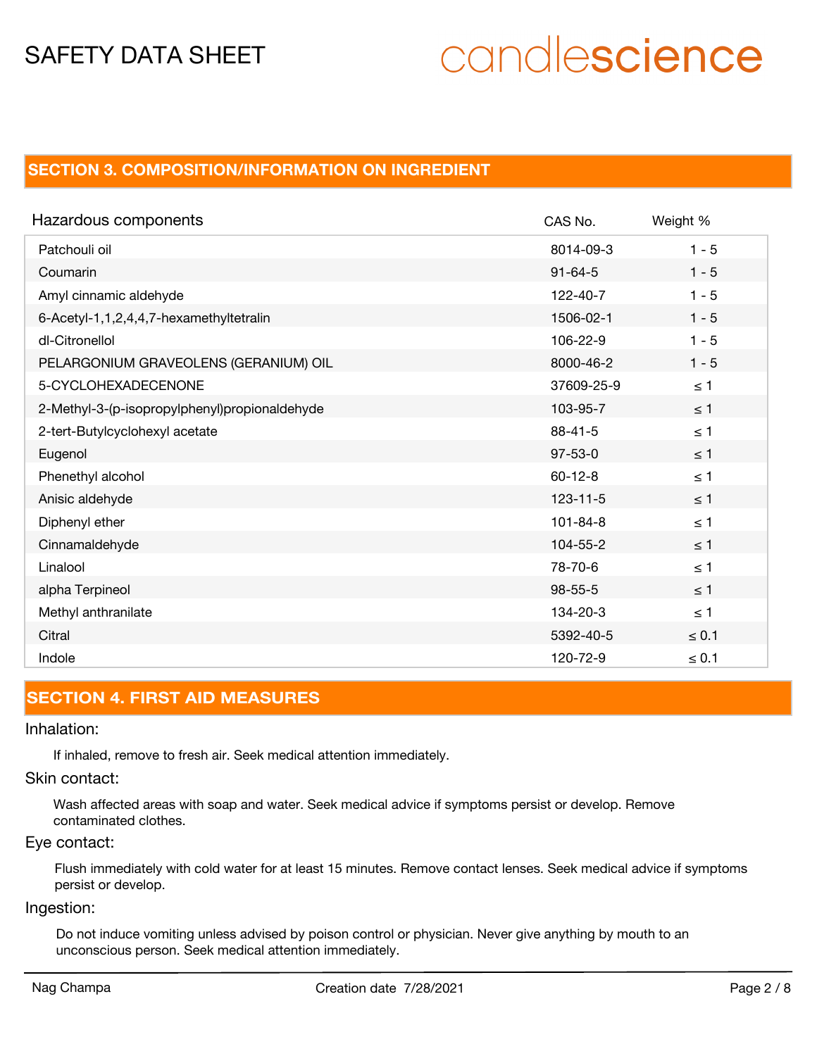## SECTION 3. COMPOSITION/INFORMATION ON INGREDIENT

| Hazardous components | CAS No. | Weight % |
|---|---|---|
| Patchouli oil | 8014-09-3 | 1 - 5 |
| Coumarin | 91-64-5 | 1 - 5 |
| Amyl cinnamic aldehyde | 122-40-7 | 1 - 5 |
| 6-Acetyl-1,1,2,4,4,7-hexamethyltetralin | 1506-02-1 | 1 - 5 |
| dl-Citronellol | 106-22-9 | 1 - 5 |
| PELARGONIUM GRAVEOLENS (GERANIUM) OIL | 8000-46-2 | 1 - 5 |
| 5-CYCLOHEXADECENONE | 37609-25-9 | ≤ 1 |
| 2-Methyl-3-(p-isopropylphenyl)propionaldehyde | 103-95-7 | ≤ 1 |
| 2-tert-Butylcyclohexyl acetate | 88-41-5 | ≤ 1 |
| Eugenol | 97-53-0 | ≤ 1 |
| Phenethyl alcohol | 60-12-8 | ≤ 1 |
| Anisic aldehyde | 123-11-5 | ≤ 1 |
| Diphenyl ether | 101-84-8 | ≤ 1 |
| Cinnamaldehyde | 104-55-2 | ≤ 1 |
| Linalool | 78-70-6 | ≤ 1 |
| alpha Terpineol | 98-55-5 | ≤ 1 |
| Methyl anthranilate | 134-20-3 | ≤ 1 |
| Citral | 5392-40-5 | ≤ 0.1 |
| Indole | 120-72-9 | ≤ 0.1 |

## SECTION 4. FIRST AID MEASURES

### Inhalation:

If inhaled, remove to fresh air. Seek medical attention immediately.

### Skin contact:

Wash affected areas with soap and water. Seek medical advice if symptoms persist or develop. Remove contaminated clothes.

### Eye contact:

Flush immediately with cold water for at least 15 minutes. Remove contact lenses. Seek medical advice if symptoms persist or develop.

### Ingestion:

Do not induce vomiting unless advised by poison control or physician. Never give anything by mouth to an unconscious person. Seek medical attention immediately.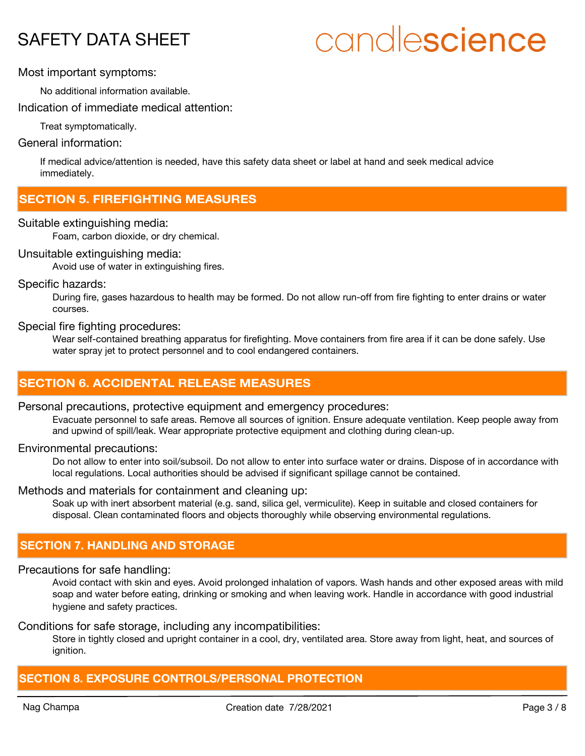Most important symptoms:

No additional information available.

Indication of immediate medical attention:

Treat symptomatically.

General information:

If medical advice/attention is needed, have this safety data sheet or label at hand and seek medical advice immediately.

## SECTION 5. FIREFIGHTING MEASURES

Suitable extinguishing media:

Foam, carbon dioxide, or dry chemical.

Unsuitable extinguishing media:

Avoid use of water in extinguishing fires.

Specific hazards:

During fire, gases hazardous to health may be formed. Do not allow run-off from fire fighting to enter drains or water courses.

Special fire fighting procedures:

Wear self-contained breathing apparatus for firefighting. Move containers from fire area if it can be done safely. Use water spray jet to protect personnel and to cool endangered containers.

## SECTION 6. ACCIDENTAL RELEASE MEASURES

Personal precautions, protective equipment and emergency procedures:

Evacuate personnel to safe areas. Remove all sources of ignition. Ensure adequate ventilation. Keep people away from and upwind of spill/leak. Wear appropriate protective equipment and clothing during clean-up.

Environmental precautions:

Do not allow to enter into soil/subsoil. Do not allow to enter into surface water or drains. Dispose of in accordance with local regulations. Local authorities should be advised if significant spillage cannot be contained.

Methods and materials for containment and cleaning up:

Soak up with inert absorbent material (e.g. sand, silica gel, vermiculite). Keep in suitable and closed containers for disposal. Clean contaminated floors and objects thoroughly while observing environmental regulations.

## SECTION 7. HANDLING AND STORAGE

Precautions for safe handling:

Avoid contact with skin and eyes. Avoid prolonged inhalation of vapors. Wash hands and other exposed areas with mild soap and water before eating, drinking or smoking and when leaving work. Handle in accordance with good industrial hygiene and safety practices.

Conditions for safe storage, including any incompatibilities:

Store in tightly closed and upright container in a cool, dry, ventilated area. Store away from light, heat, and sources of ignition.

## SECTION 8. EXPOSURE CONTROLS/PERSONAL PROTECTION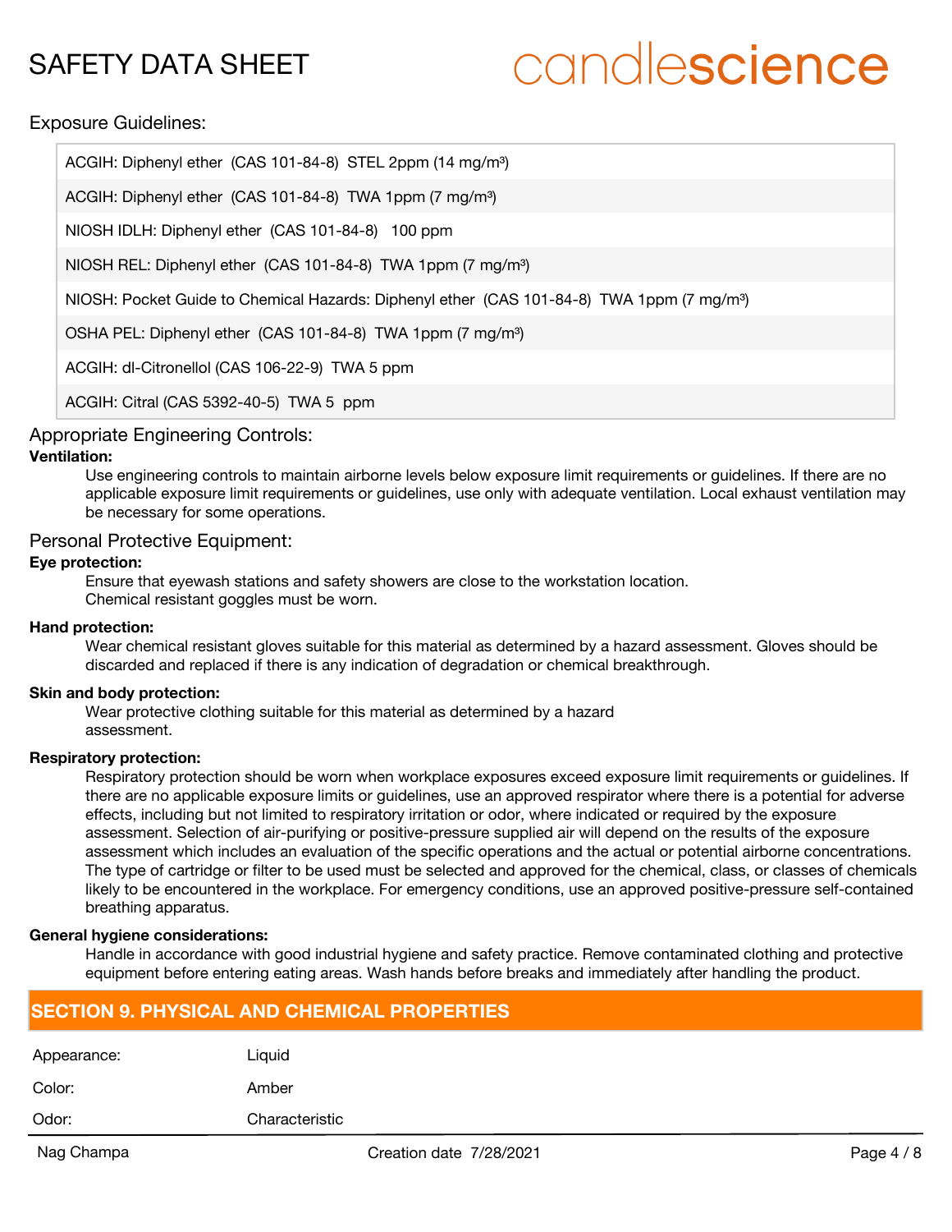Exposure Guidelines:

| |
|---|
| ACGIH: Diphenyl ether (CAS 101-84-8) STEL 2ppm (14 mg/m³) |
| ACGIH: Diphenyl ether (CAS 101-84-8) TWA 1ppm (7 mg/m³) |
| NIOSH IDLH: Diphenyl ether (CAS 101-84-8) 100 ppm |
| NIOSH REL: Diphenyl ether (CAS 101-84-8) TWA 1ppm (7 mg/m³) |
| NIOSH: Pocket Guide to Chemical Hazards: Diphenyl ether (CAS 101-84-8) TWA 1ppm (7 mg/m³) |
| OSHA PEL: Diphenyl ether (CAS 101-84-8) TWA 1ppm (7 mg/m³) |
| ACGIH: dl-Citronellol (CAS 106-22-9) TWA 5 ppm |
| ACGIH: Citral (CAS 5392-40-5) TWA 5 ppm |

Appropriate Engineering Controls:

**Ventilation:**

Use engineering controls to maintain airborne levels below exposure limit requirements or guidelines. If there are no applicable exposure limit requirements or guidelines, use only with adequate ventilation. Local exhaust ventilation may be necessary for some operations.

Personal Protective Equipment:

**Eye protection:**

Ensure that eyewash stations and safety showers are close to the workstation location.
Chemical resistant goggles must be worn.

**Hand protection:**

Wear chemical resistant gloves suitable for this material as determined by a hazard assessment. Gloves should be discarded and replaced if there is any indication of degradation or chemical breakthrough.

**Skin and body protection:**

Wear protective clothing suitable for this material as determined by a hazard assessment.

**Respiratory protection:**

Respiratory protection should be worn when workplace exposures exceed exposure limit requirements or guidelines. If there are no applicable exposure limits or guidelines, use an approved respirator where there is a potential for adverse effects, including but not limited to respiratory irritation or odor, where indicated or required by the exposure assessment. Selection of air-purifying or positive-pressure supplied air will depend on the results of the exposure assessment which includes an evaluation of the specific operations and the actual or potential airborne concentrations. The type of cartridge or filter to be used must be selected and approved for the chemical, class, or classes of chemicals likely to be encountered in the workplace. For emergency conditions, use an approved positive-pressure self-contained breathing apparatus.

**General hygiene considerations:**

Handle in accordance with good industrial hygiene and safety practice. Remove contaminated clothing and protective equipment before entering eating areas. Wash hands before breaks and immediately after handling the product.

## SECTION 9. PHYSICAL AND CHEMICAL PROPERTIES

| | |
|---|---|
| Appearance: | Liquid |
| Color: | Amber |
| Odor: | Characteristic |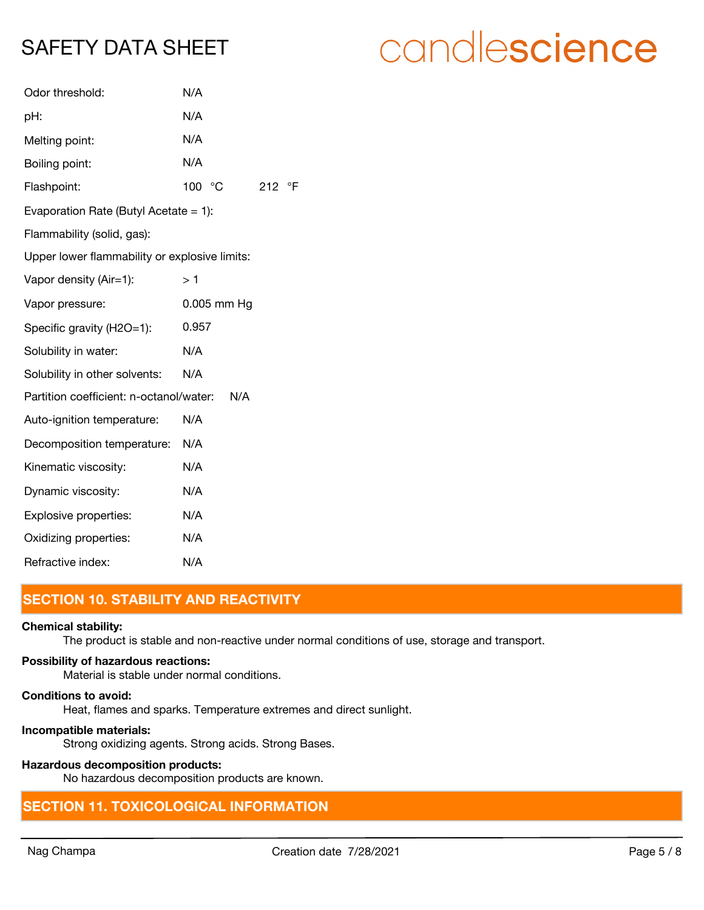| | |
|---|---|
| Odor threshold: | N/A |
| pH: | N/A |
| Melting point: | N/A |
| Boiling point: | N/A |
| Flashpoint: | 100 °C   212 °F |
| Evaporation Rate (Butyl Acetate = 1): | |
| Flammability (solid, gas): | |
| Upper lower flammability or explosive limits: | |
| Vapor density (Air=1): | > 1 |
| Vapor pressure: | 0.005 mm Hg |
| Specific gravity (H2O=1): | 0.957 |
| Solubility in water: | N/A |
| Solubility in other solvents: | N/A |
| Partition coefficient: n-octanol/water: | N/A |
| Auto-ignition temperature: | N/A |
| Decomposition temperature: | N/A |
| Kinematic viscosity: | N/A |
| Dynamic viscosity: | N/A |
| Explosive properties: | N/A |
| Oxidizing properties: | N/A |
| Refractive index: | N/A |

## SECTION 10. STABILITY AND REACTIVITY

**Chemical stability:**
The product is stable and non-reactive under normal conditions of use, storage and transport.

**Possibility of hazardous reactions:**
Material is stable under normal conditions.

**Conditions to avoid:**
Heat, flames and sparks. Temperature extremes and direct sunlight.

**Incompatible materials:**
Strong oxidizing agents. Strong acids. Strong Bases.

**Hazardous decomposition products:**
No hazardous decomposition products are known.

## SECTION 11. TOXICOLOGICAL INFORMATION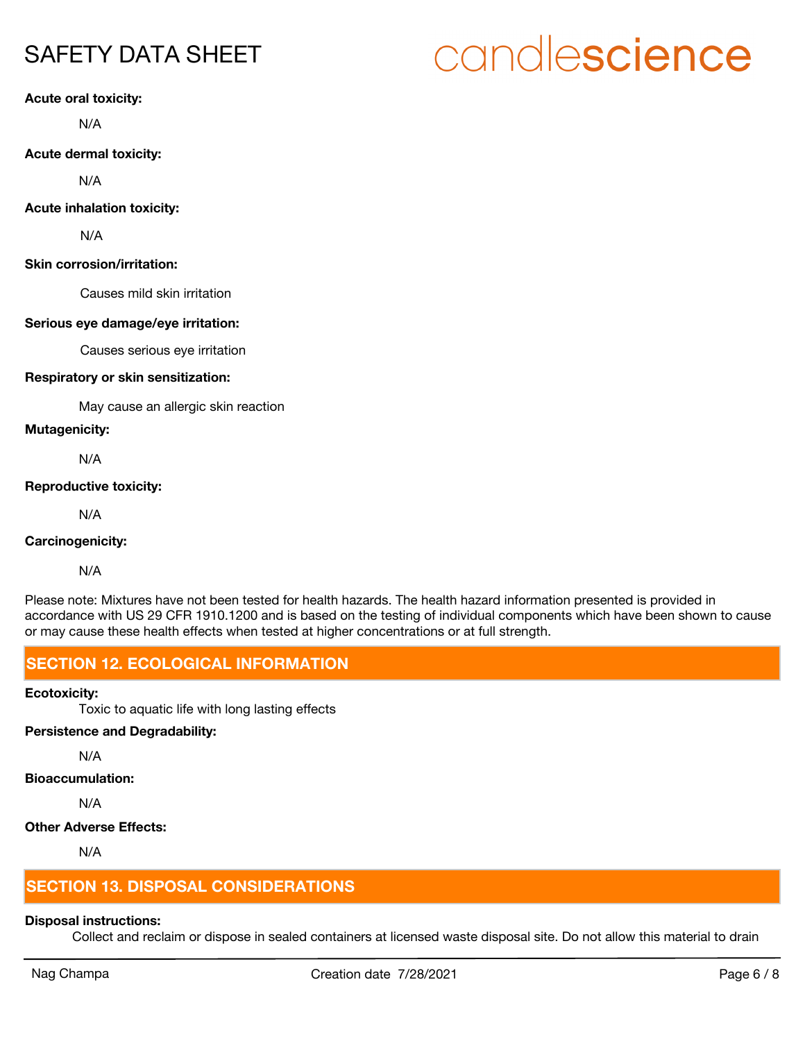**Acute oral toxicity:**

N/A

**Acute dermal toxicity:**

N/A

**Acute inhalation toxicity:**

N/A

**Skin corrosion/irritation:**

Causes mild skin irritation

**Serious eye damage/eye irritation:**

Causes serious eye irritation

**Respiratory or skin sensitization:**

May cause an allergic skin reaction

**Mutagenicity:**

N/A

**Reproductive toxicity:**

N/A

**Carcinogenicity:**

N/A

Please note: Mixtures have not been tested for health hazards. The health hazard information presented is provided in accordance with US 29 CFR 1910.1200 and is based on the testing of individual components which have been shown to cause or may cause these health effects when tested at higher concentrations or at full strength.

## SECTION 12. ECOLOGICAL INFORMATION

**Ecotoxicity:**

Toxic to aquatic life with long lasting effects

**Persistence and Degradability:**

N/A

**Bioaccumulation:**

N/A

**Other Adverse Effects:**

N/A

## SECTION 13. DISPOSAL CONSIDERATIONS

**Disposal instructions:**

Collect and reclaim or dispose in sealed containers at licensed waste disposal site. Do not allow this material to drain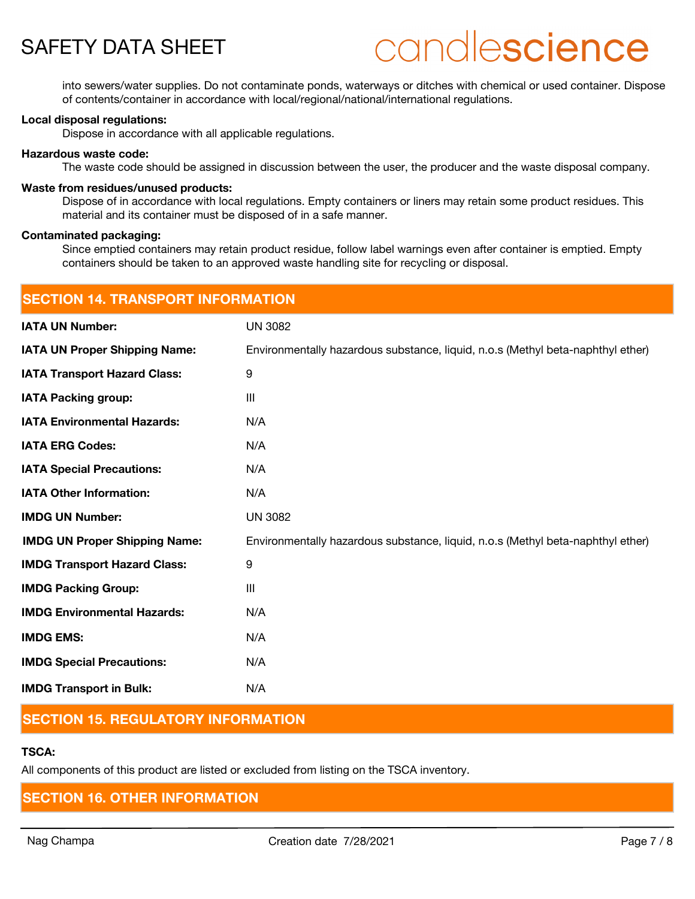into sewers/water supplies. Do not contaminate ponds, waterways or ditches with chemical or used container. Dispose of contents/container in accordance with local/regional/national/international regulations.

**Local disposal regulations:**

Dispose in accordance with all applicable regulations.

**Hazardous waste code:**

The waste code should be assigned in discussion between the user, the producer and the waste disposal company.

**Waste from residues/unused products:**

Dispose of in accordance with local regulations. Empty containers or liners may retain some product residues. This material and its container must be disposed of in a safe manner.

**Contaminated packaging:**

Since emptied containers may retain product residue, follow label warnings even after container is emptied. Empty containers should be taken to an approved waste handling site for recycling or disposal.

## SECTION 14. TRANSPORT INFORMATION

| | |
|---|---|
| **IATA UN Number:** | UN 3082 |
| **IATA UN Proper Shipping Name:** | Environmentally hazardous substance, liquid, n.o.s (Methyl beta-naphthyl ether) |
| **IATA Transport Hazard Class:** | 9 |
| **IATA Packing group:** | III |
| **IATA Environmental Hazards:** | N/A |
| **IATA ERG Codes:** | N/A |
| **IATA Special Precautions:** | N/A |
| **IATA Other Information:** | N/A |
| **IMDG UN Number:** | UN 3082 |
| **IMDG UN Proper Shipping Name:** | Environmentally hazardous substance, liquid, n.o.s (Methyl beta-naphthyl ether) |
| **IMDG Transport Hazard Class:** | 9 |
| **IMDG Packing Group:** | III |
| **IMDG Environmental Hazards:** | N/A |
| **IMDG EMS:** | N/A |
| **IMDG Special Precautions:** | N/A |
| **IMDG Transport in Bulk:** | N/A |

## SECTION 15. REGULATORY INFORMATION

**TSCA:**

All components of this product are listed or excluded from listing on the TSCA inventory.

## SECTION 16. OTHER INFORMATION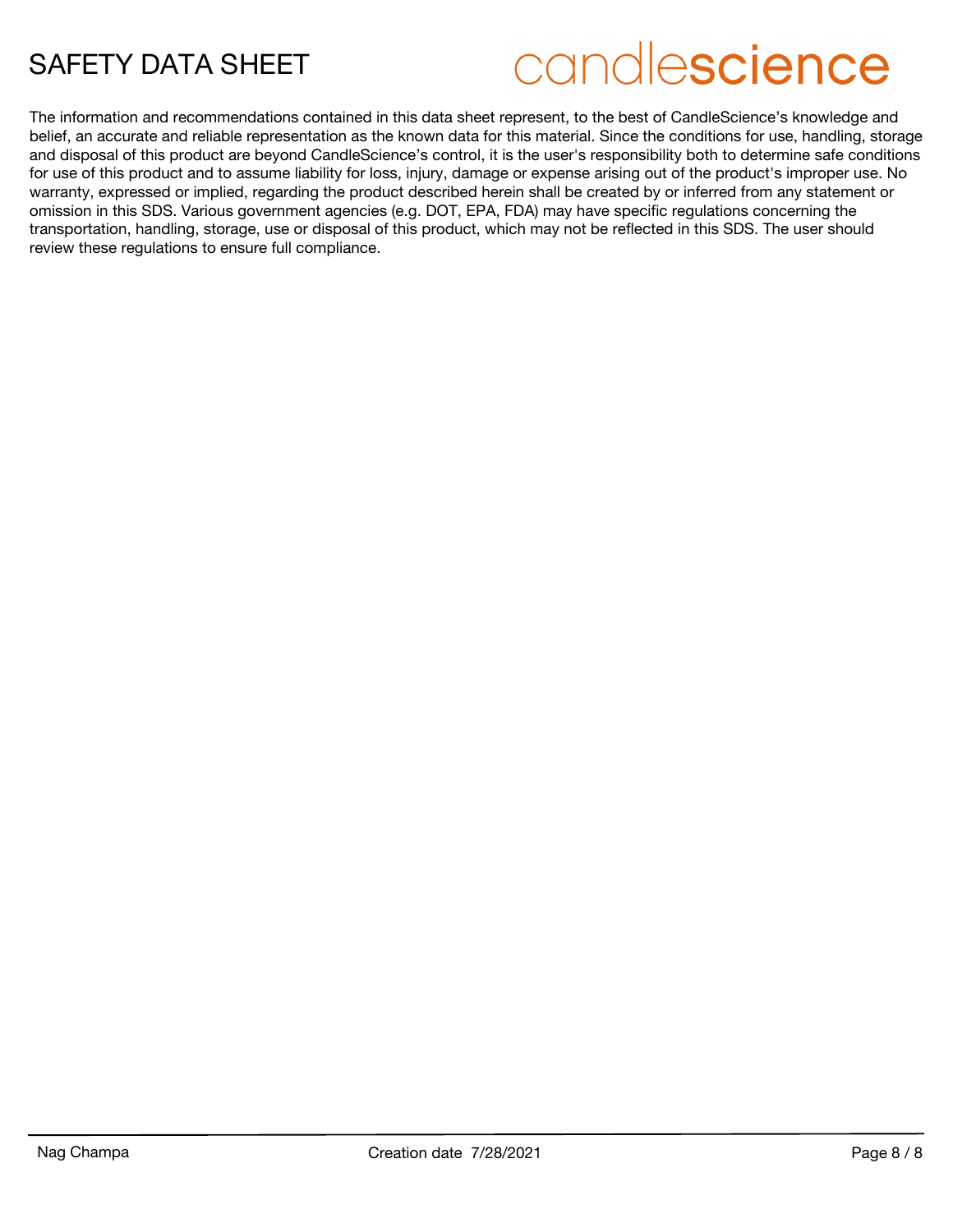The information and recommendations contained in this data sheet represent, to the best of CandleScience's knowledge and belief, an accurate and reliable representation as the known data for this material. Since the conditions for use, handling, storage and disposal of this product are beyond CandleScience's control, it is the user's responsibility both to determine safe conditions for use of this product and to assume liability for loss, injury, damage or expense arising out of the product's improper use. No warranty, expressed or implied, regarding the product described herein shall be created by or inferred from any statement or omission in this SDS. Various government agencies (e.g. DOT, EPA, FDA) may have specific regulations concerning the transportation, handling, storage, use or disposal of this product, which may not be reflected in this SDS. The user should review these regulations to ensure full compliance.